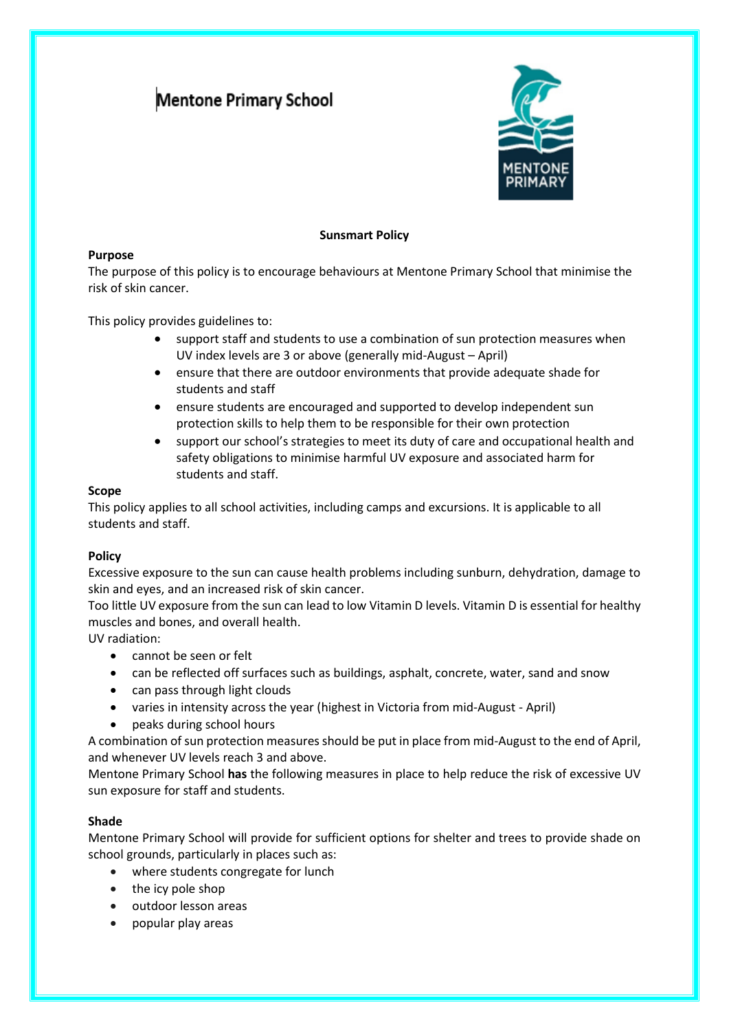# Mentone Primary School

## Sunsmart Policy

**Purpose**

The purpose of this policy is to encourage behaviours at Mentone Primary School that minimise the risk of skin cancer.

This policy provides guidelines to:

- support staff and students to use a combination of sun protection measures when UV index levels are 3 or above (generally mid-August – April)
- ensure that there are outdoor environments that provide adequate shade for students and staff
- ensure students are encouraged and supported to develop independent sun protection skills to help them to be responsible for their own protection
- support our school's strategies to meet its duty of care and occupational health and safety obligations to minimise harmful UV exposure and associated harm for students and staff.

**Scope**

This policy applies to all school activities, including camps and excursions. It is applicable to all students and staff.

**Policy**

Excessive exposure to the sun can cause health problems including sunburn, dehydration, damage to skin and eyes, and an increased risk of skin cancer.

Too little UV exposure from the sun can lead to low Vitamin D levels. Vitamin D is essential for healthy muscles and bones, and overall health.

UV radiation:

- cannot be seen or felt
- can be reflected off surfaces such as buildings, asphalt, concrete, water, sand and snow
- can pass through light clouds
- varies in intensity across the year (highest in Victoria from mid-August - April)
- peaks during school hours

A combination of sun protection measures should be put in place from mid-August to the end of April, and whenever UV levels reach 3 and above.

Mentone Primary School **has** the following measures in place to help reduce the risk of excessive UV sun exposure for staff and students.

**Shade**

Mentone Primary School will provide for sufficient options for shelter and trees to provide shade on school grounds, particularly in places such as:

- where students congregate for lunch
- the icy pole shop
- outdoor lesson areas
- popular play areas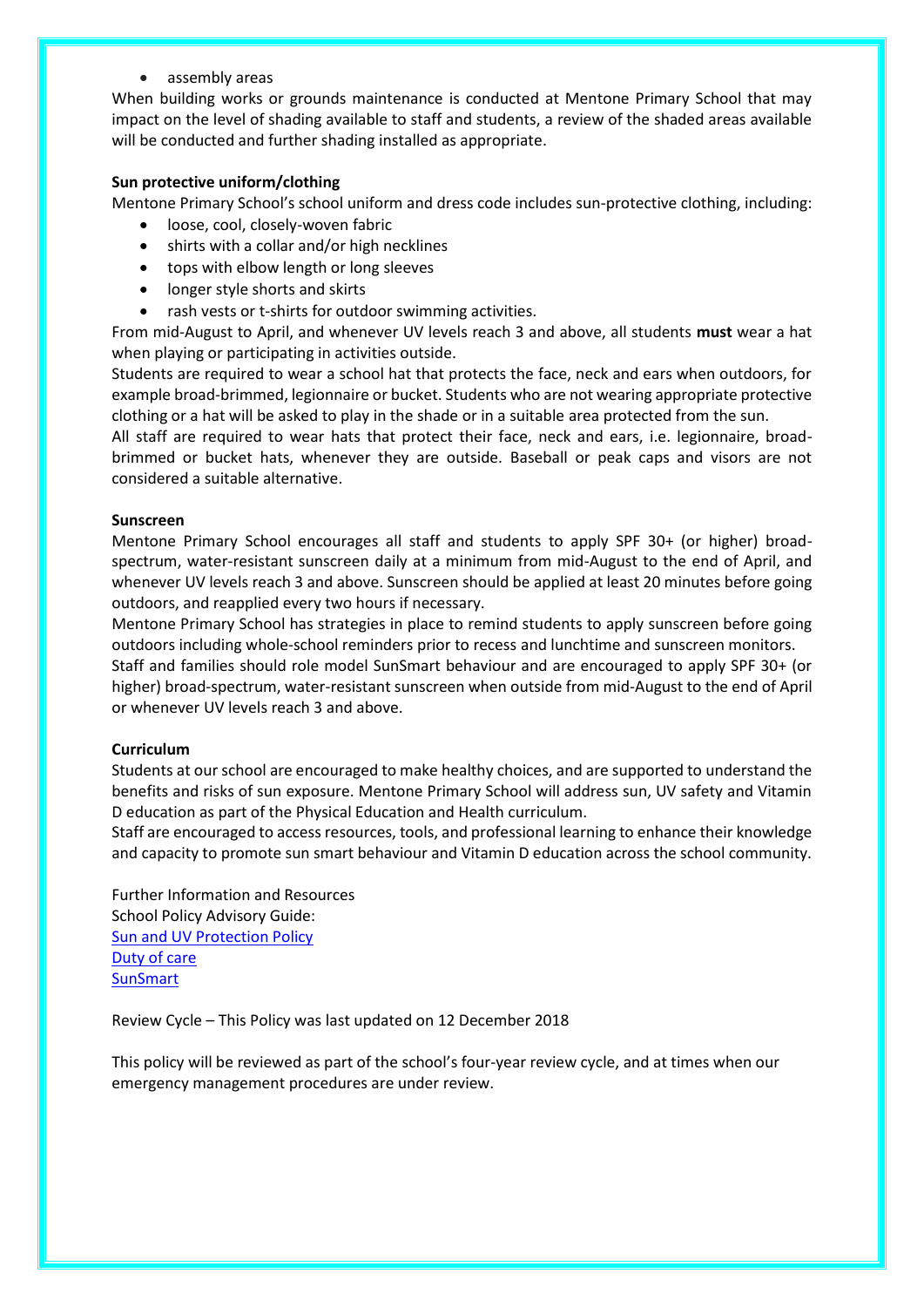- assembly areas

When building works or grounds maintenance is conducted at Mentone Primary School that may impact on the level of shading available to staff and students, a review of the shaded areas available will be conducted and further shading installed as appropriate.

**Sun protective uniform/clothing**

Mentone Primary School's school uniform and dress code includes sun-protective clothing, including:

- loose, cool, closely-woven fabric
- shirts with a collar and/or high necklines
- tops with elbow length or long sleeves
- longer style shorts and skirts
- rash vests or t-shirts for outdoor swimming activities.

From mid-August to April, and whenever UV levels reach 3 and above, all students **must** wear a hat when playing or participating in activities outside.

Students are required to wear a school hat that protects the face, neck and ears when outdoors, for example broad-brimmed, legionnaire or bucket. Students who are not wearing appropriate protective clothing or a hat will be asked to play in the shade or in a suitable area protected from the sun.

All staff are required to wear hats that protect their face, neck and ears, i.e. legionnaire, broad-brimmed or bucket hats, whenever they are outside. Baseball or peak caps and visors are not considered a suitable alternative.

**Sunscreen**

Mentone Primary School encourages all staff and students to apply SPF 30+ (or higher) broad-spectrum, water-resistant sunscreen daily at a minimum from mid-August to the end of April, and whenever UV levels reach 3 and above. Sunscreen should be applied at least 20 minutes before going outdoors, and reapplied every two hours if necessary.

Mentone Primary School has strategies in place to remind students to apply sunscreen before going outdoors including whole-school reminders prior to recess and lunchtime and sunscreen monitors.

Staff and families should role model SunSmart behaviour and are encouraged to apply SPF 30+ (or higher) broad-spectrum, water-resistant sunscreen when outside from mid-August to the end of April or whenever UV levels reach 3 and above.

**Curriculum**

Students at our school are encouraged to make healthy choices, and are supported to understand the benefits and risks of sun exposure. Mentone Primary School will address sun, UV safety and Vitamin D education as part of the Physical Education and Health curriculum.

Staff are encouraged to access resources, tools, and professional learning to enhance their knowledge and capacity to promote sun smart behaviour and Vitamin D education across the school community.

Further Information and Resources

School Policy Advisory Guide:

[Sun and UV Protection Policy]

[Duty of care]

[SunSmart]

Review Cycle – This Policy was last updated on 12 December 2018

This policy will be reviewed as part of the school's four-year review cycle, and at times when our emergency management procedures are under review.